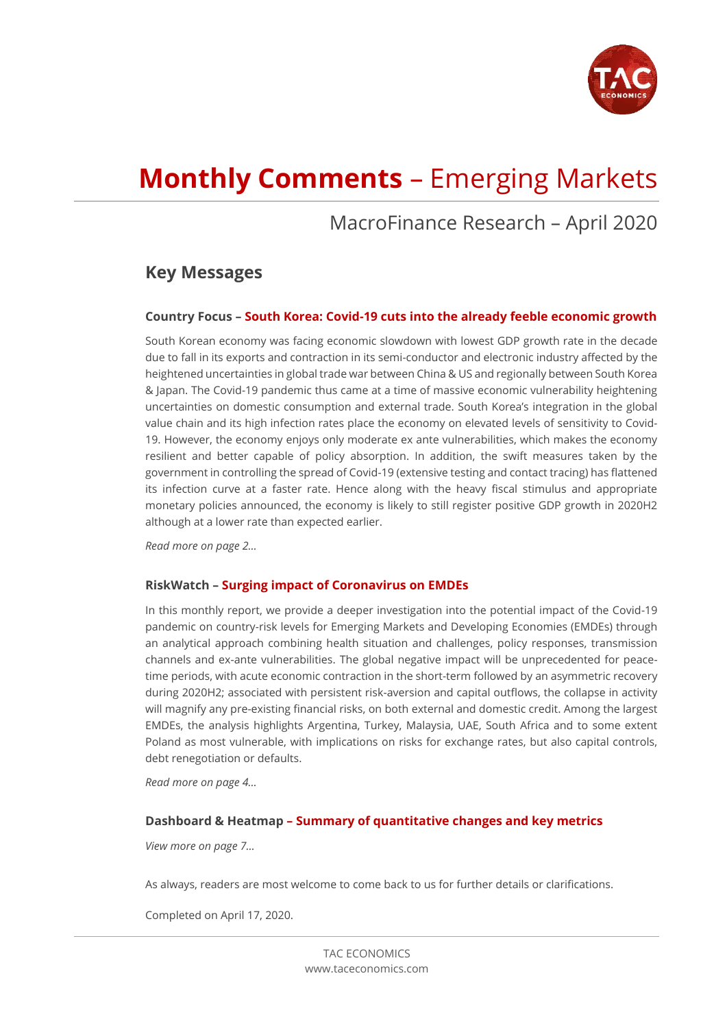# **Monthly Comments** – Emerging Markets

## MacroFinance Research – April 2020

## Key Messages

### Country Focus – South Korea: Covid-19 cuts into the already feeble economic growth

South Korean economy was facing economic slowdown with lowest GDP growth rate in the decade due to fall in its exports and contraction in its semi-conductor and electronic industry affected by the heightened uncertainties in global trade war between China & US and regionally between South Korea & Japan. The Covid-19 pandemic thus came at a time of massive economic vulnerability heightening uncertainties on domestic consumption and external trade. South Korea's integration in the global value chain and its high infection rates place the economy on elevated levels of sensitivity to Covid-19. However, the economy enjoys only moderate ex ante vulnerabilities, which makes the economy resilient and better capable of policy absorption. In addition, the swift measures taken by the government in controlling the spread of Covid-19 (extensive testing and contact tracing) has flattened its infection curve at a faster rate. Hence along with the heavy fiscal stimulus and appropriate monetary policies announced, the economy is likely to still register positive GDP growth in 2020H2 although at a lower rate than expected earlier.

*Read more on page 2…*

### RiskWatch – Surging impact of Coronavirus on EMDEs

In this monthly report, we provide a deeper investigation into the potential impact of the Covid-19 pandemic on country-risk levels for Emerging Markets and Developing Economies (EMDEs) through an analytical approach combining health situation and challenges, policy responses, transmission channels and ex-ante vulnerabilities. The global negative impact will be unprecedented for peace-time periods, with acute economic contraction in the short-term followed by an asymmetric recovery during 2020H2; associated with persistent risk-aversion and capital outflows, the collapse in activity will magnify any pre-existing financial risks, on both external and domestic credit. Among the largest EMDEs, the analysis highlights Argentina, Turkey, Malaysia, UAE, South Africa and to some extent Poland as most vulnerable, with implications on risks for exchange rates, but also capital controls, debt renegotiation or defaults.

*Read more on page 4…*

### Dashboard & Heatmap – Summary of quantitative changes and key metrics

*View more on page 7…*

As always, readers are most welcome to come back to us for further details or clarifications.

Completed on April 17, 2020.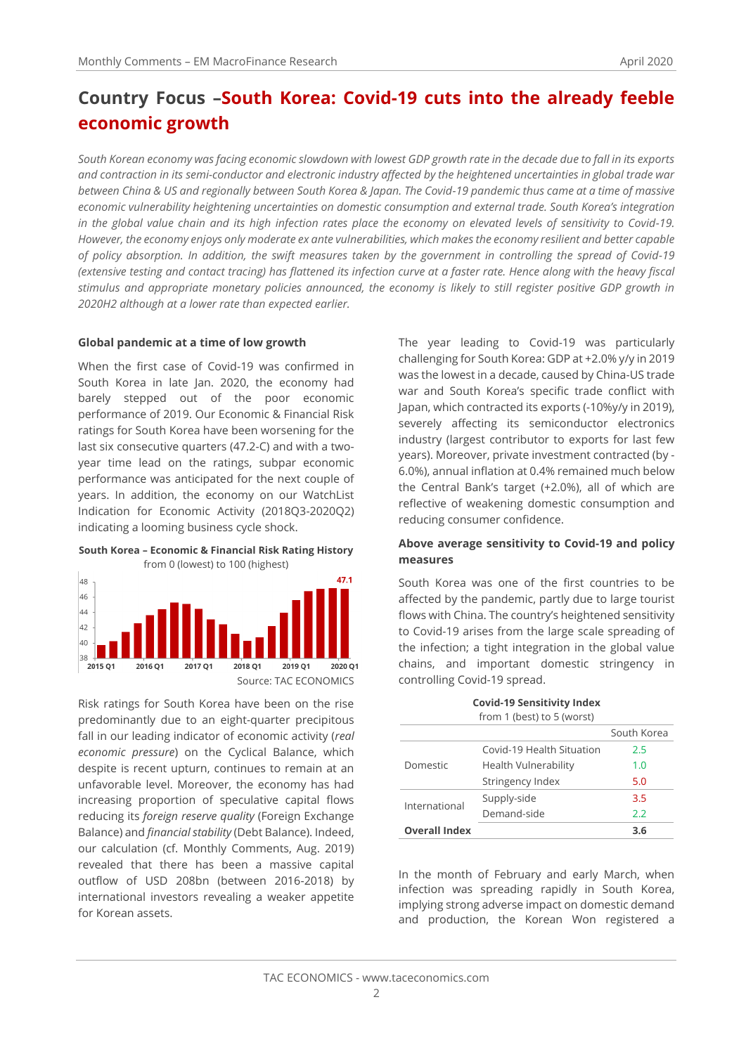# Country Focus –South Korea: Covid-19 cuts into the already feeble economic growth

*South Korean economy was facing economic slowdown with lowest GDP growth rate in the decade due to fall in its exports and contraction in its semi-conductor and electronic industry affected by the heightened uncertainties in global trade war between China & US and regionally between South Korea & Japan. The Covid-19 pandemic thus came at a time of massive economic vulnerability heightening uncertainties on domestic consumption and external trade. South Korea's integration in the global value chain and its high infection rates place the economy on elevated levels of sensitivity to Covid-19. However, the economy enjoys only moderate ex ante vulnerabilities, which makes the economy resilient and better capable of policy absorption. In addition, the swift measures taken by the government in controlling the spread of Covid-19 (extensive testing and contact tracing) has flattened its infection curve at a faster rate. Hence along with the heavy fiscal stimulus and appropriate monetary policies announced, the economy is likely to still register positive GDP growth in 2020H2 although at a lower rate than expected earlier.*

### Global pandemic at a time of low growth

When the first case of Covid-19 was confirmed in South Korea in late Jan. 2020, the economy had barely stepped out of the poor economic performance of 2019. Our Economic & Financial Risk ratings for South Korea have been worsening for the last six consecutive quarters (47.2-C) and with a two-year time lead on the ratings, subpar economic performance was anticipated for the next couple of years. In addition, the economy on our WatchList Indication for Economic Activity (2018Q3-2020Q2) indicating a looming business cycle shock.

**South Korea – Economic & Financial Risk Rating History**
from 0 (lowest) to 100 (highest)

Source: TAC ECONOMICS

Risk ratings for South Korea have been on the rise predominantly due to an eight-quarter precipitous fall in our leading indicator of economic activity (*real economic pressure*) on the Cyclical Balance, which despite is recent upturn, continues to remain at an unfavorable level. Moreover, the economy has had increasing proportion of speculative capital flows reducing its *foreign reserve quality* (Foreign Exchange Balance) and *financial stability* (Debt Balance). Indeed, our calculation (cf. Monthly Comments, Aug. 2019) revealed that there has been a massive capital outflow of USD 208bn (between 2016-2018) by international investors revealing a weaker appetite for Korean assets.

The year leading to Covid-19 was particularly challenging for South Korea: GDP at +2.0% y/y in 2019 was the lowest in a decade, caused by China-US trade war and South Korea's specific trade conflict with Japan, which contracted its exports (-10%y/y in 2019), severely affecting its semiconductor electronics industry (largest contributor to exports for last few years). Moreover, private investment contracted (by -6.0%), annual inflation at 0.4% remained much below the Central Bank's target (+2.0%), all of which are reflective of weakening domestic consumption and reducing consumer confidence.

### Above average sensitivity to Covid-19 and policy measures

South Korea was one of the first countries to be affected by the pandemic, partly due to large tourist flows with China. The country's heightened sensitivity to Covid-19 arises from the large scale spreading of the infection; a tight integration in the global value chains, and important domestic stringency in controlling Covid-19 spread.

**Covid-19 Sensitivity Index**
from 1 (best) to 5 (worst)

| | | South Korea |
|---|---|---|
| Domestic | Covid-19 Health Situation | 2.5 |
| | Health Vulnerability | 1.0 |
| | Stringency Index | 5.0 |
| International | Supply-side | 3.5 |
| | Demand-side | 2.2 |
| **Overall Index** | | **3.6** |

In the month of February and early March, when infection was spreading rapidly in South Korea, implying strong adverse impact on domestic demand and production, the Korean Won registered a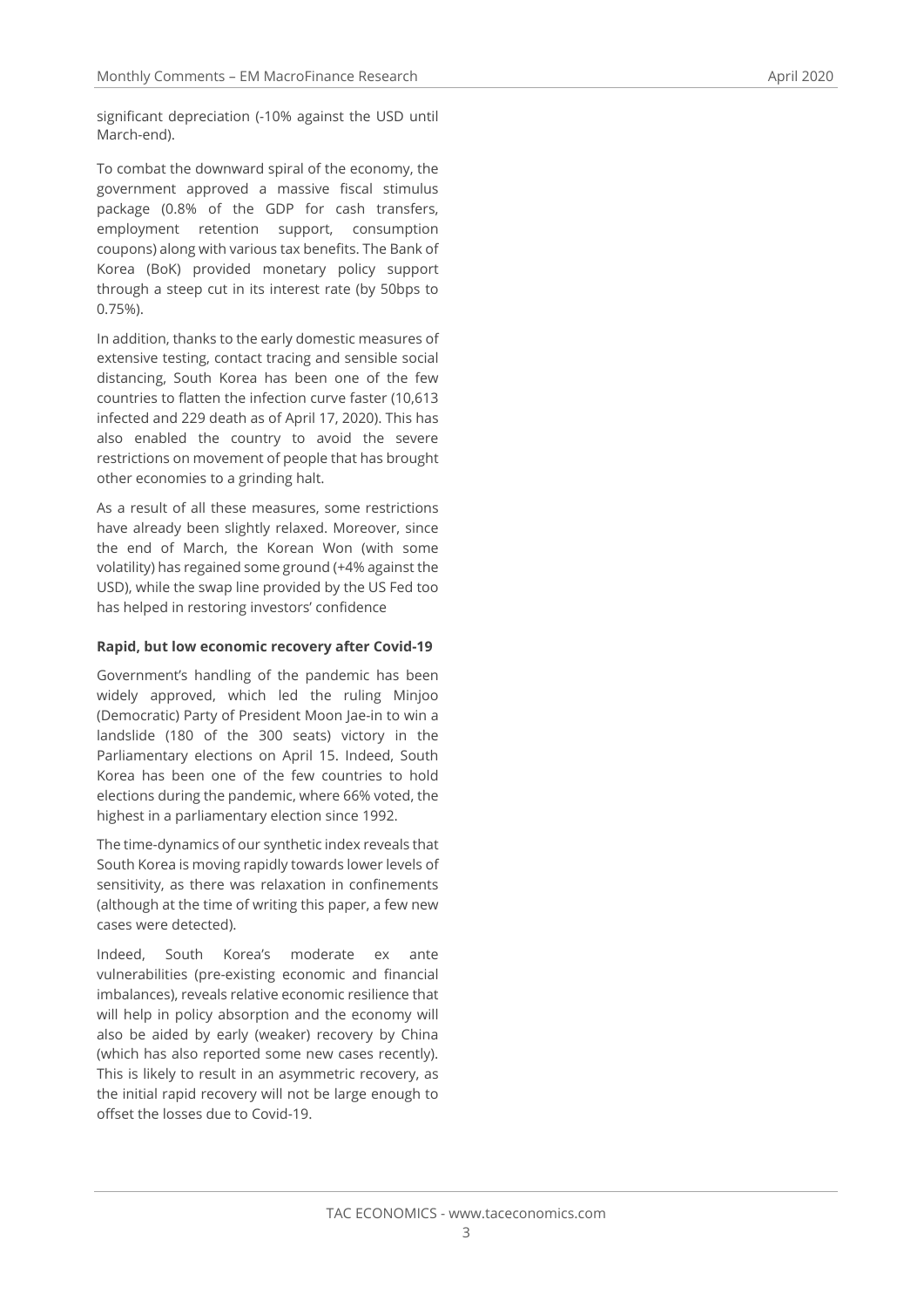significant depreciation (-10% against the USD until March-end).

To combat the downward spiral of the economy, the government approved a massive fiscal stimulus package (0.8% of the GDP for cash transfers, employment retention support, consumption coupons) along with various tax benefits. The Bank of Korea (BoK) provided monetary policy support through a steep cut in its interest rate (by 50bps to 0.75%).

In addition, thanks to the early domestic measures of extensive testing, contact tracing and sensible social distancing, South Korea has been one of the few countries to flatten the infection curve faster (10,613 infected and 229 death as of April 17, 2020). This has also enabled the country to avoid the severe restrictions on movement of people that has brought other economies to a grinding halt.

As a result of all these measures, some restrictions have already been slightly relaxed. Moreover, since the end of March, the Korean Won (with some volatility) has regained some ground (+4% against the USD), while the swap line provided by the US Fed too has helped in restoring investors' confidence

**Rapid, but low economic recovery after Covid-19**

Government's handling of the pandemic has been widely approved, which led the ruling Minjoo (Democratic) Party of President Moon Jae-in to win a landslide (180 of the 300 seats) victory in the Parliamentary elections on April 15. Indeed, South Korea has been one of the few countries to hold elections during the pandemic, where 66% voted, the highest in a parliamentary election since 1992.

The time-dynamics of our synthetic index reveals that South Korea is moving rapidly towards lower levels of sensitivity, as there was relaxation in confinements (although at the time of writing this paper, a few new cases were detected).

Indeed, South Korea's moderate ex ante vulnerabilities (pre-existing economic and financial imbalances), reveals relative economic resilience that will help in policy absorption and the economy will also be aided by early (weaker) recovery by China (which has also reported some new cases recently). This is likely to result in an asymmetric recovery, as the initial rapid recovery will not be large enough to offset the losses due to Covid-19.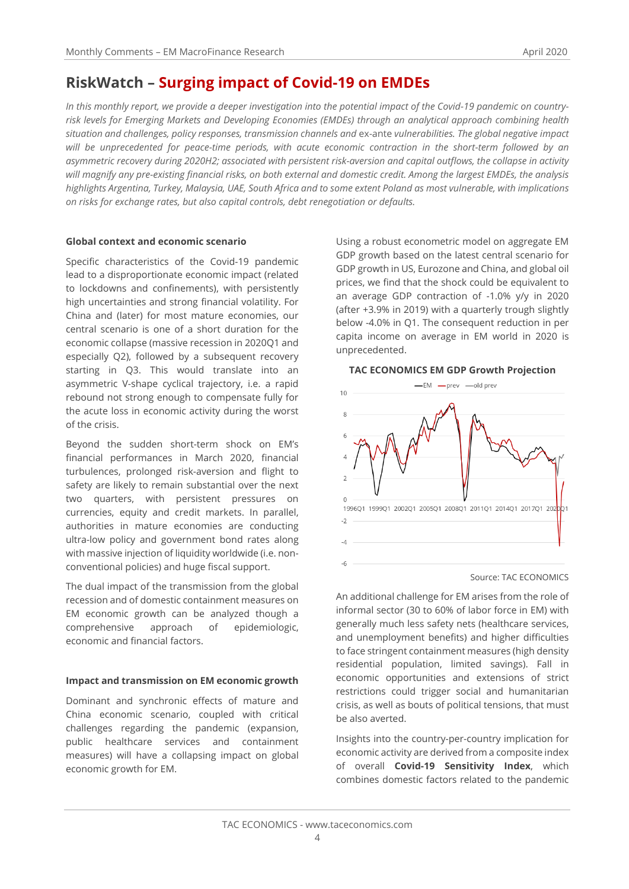# RiskWatch – Surging impact of Covid-19 on EMDEs

*In this monthly report, we provide a deeper investigation into the potential impact of the Covid-19 pandemic on country-risk levels for Emerging Markets and Developing Economies (EMDEs) through an analytical approach combining health situation and challenges, policy responses, transmission channels and* ex-ante *vulnerabilities. The global negative impact will be unprecedented for peace-time periods, with acute economic contraction in the short-term followed by an asymmetric recovery during 2020H2; associated with persistent risk-aversion and capital outflows, the collapse in activity will magnify any pre-existing financial risks, on both external and domestic credit. Among the largest EMDEs, the analysis highlights Argentina, Turkey, Malaysia, UAE, South Africa and to some extent Poland as most vulnerable, with implications on risks for exchange rates, but also capital controls, debt renegotiation or defaults.*

**Global context and economic scenario**

Specific characteristics of the Covid-19 pandemic lead to a disproportionate economic impact (related to lockdowns and confinements), with persistently high uncertainties and strong financial volatility. For China and (later) for most mature economies, our central scenario is one of a short duration for the economic collapse (massive recession in 2020Q1 and especially Q2), followed by a subsequent recovery starting in Q3. This would translate into an asymmetric V-shape cyclical trajectory, i.e. a rapid rebound not strong enough to compensate fully for the acute loss in economic activity during the worst of the crisis.

Beyond the sudden short-term shock on EM's financial performances in March 2020, financial turbulences, prolonged risk-aversion and flight to safety are likely to remain substantial over the next two quarters, with persistent pressures on currencies, equity and credit markets. In parallel, authorities in mature economies are conducting ultra-low policy and government bond rates along with massive injection of liquidity worldwide (i.e. non-conventional policies) and huge fiscal support.

The dual impact of the transmission from the global recession and of domestic containment measures on EM economic growth can be analyzed though a comprehensive approach of epidemiologic, economic and financial factors.

**Impact and transmission on EM economic growth**

Dominant and synchronic effects of mature and China economic scenario, coupled with critical challenges regarding the pandemic (expansion, public healthcare services and containment measures) will have a collapsing impact on global economic growth for EM.

Using a robust econometric model on aggregate EM GDP growth based on the latest central scenario for GDP growth in US, Eurozone and China, and global oil prices, we find that the shock could be equivalent to an average GDP contraction of -1.0% y/y in 2020 (after +3.9% in 2019) with a quarterly trough slightly below -4.0% in Q1. The consequent reduction in per capita income on average in EM world in 2020 is unprecedented.

**TAC ECONOMICS EM GDP Growth Projection**

Source: TAC ECONOMICS

An additional challenge for EM arises from the role of informal sector (30 to 60% of labor force in EM) with generally much less safety nets (healthcare services, and unemployment benefits) and higher difficulties to face stringent containment measures (high density residential population, limited savings). Fall in economic opportunities and extensions of strict restrictions could trigger social and humanitarian crisis, as well as bouts of political tensions, that must be also averted.

Insights into the country-per-country implication for economic activity are derived from a composite index of overall **Covid-19 Sensitivity Index**, which combines domestic factors related to the pandemic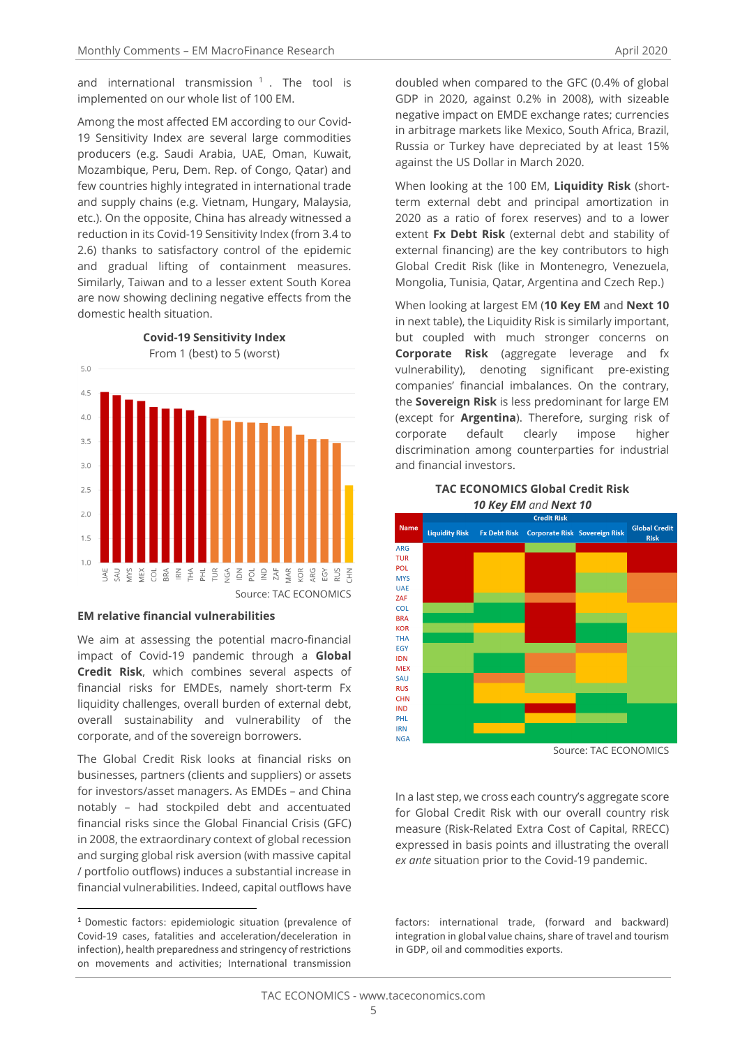and international transmission [1]. The tool is implemented on our whole list of 100 EM.

Among the most affected EM according to our Covid-19 Sensitivity Index are several large commodities producers (e.g. Saudi Arabia, UAE, Oman, Kuwait, Mozambique, Peru, Dem. Rep. of Congo, Qatar) and few countries highly integrated in international trade and supply chains (e.g. Vietnam, Hungary, Malaysia, etc.). On the opposite, China has already witnessed a reduction in its Covid-19 Sensitivity Index (from 3.4 to 2.6) thanks to satisfactory control of the epidemic and gradual lifting of containment measures. Similarly, Taiwan and to a lesser extent South Korea are now showing declining negative effects from the domestic health situation.

**Covid-19 Sensitivity Index**

From 1 (best) to 5 (worst)

Source: TAC ECONOMICS

**EM relative financial vulnerabilities**

We aim at assessing the potential macro-financial impact of Covid-19 pandemic through a **Global Credit Risk**, which combines several aspects of financial risks for EMDEs, namely short-term Fx liquidity challenges, overall burden of external debt, overall sustainability and vulnerability of the corporate, and of the sovereign borrowers.

The Global Credit Risk looks at financial risks on businesses, partners (clients and suppliers) or assets for investors/asset managers. As EMDEs – and China notably – had stockpiled debt and accentuated financial risks since the Global Financial Crisis (GFC) in 2008, the extraordinary context of global recession and surging global risk aversion (with massive capital / portfolio outflows) induces a substantial increase in financial vulnerabilities. Indeed, capital outflows have doubled when compared to the GFC (0.4% of global GDP in 2020, against 0.2% in 2008), with sizeable negative impact on EMDE exchange rates; currencies in arbitrage markets like Mexico, South Africa, Brazil, Russia or Turkey have depreciated by at least 15% against the US Dollar in March 2020.

When looking at the 100 EM, **Liquidity Risk** (short-term external debt and principal amortization in 2020 as a ratio of forex reserves) and to a lower extent **Fx Debt Risk** (external debt and stability of external financing) are the key contributors to high Global Credit Risk (like in Montenegro, Venezuela, Mongolia, Tunisia, Qatar, Argentina and Czech Rep.)

When looking at largest EM (**10 Key EM** and **Next 10** in next table), the Liquidity Risk is similarly important, but coupled with much stronger concerns on **Corporate Risk** (aggregate leverage and fx vulnerability), denoting significant pre-existing companies' financial imbalances. On the contrary, the **Sovereign Risk** is less predominant for large EM (except for **Argentina**). Therefore, surging risk of corporate default clearly impose higher discrimination among counterparties for industrial and financial investors.

**TAC ECONOMICS Global Credit Risk**

***10 Key EM** and **Next 10***

Source: TAC ECONOMICS

In a last step, we cross each country's aggregate score for Global Credit Risk with our overall country risk measure (Risk-Related Extra Cost of Capital, RRECC) expressed in basis points and illustrating the overall *ex ante* situation prior to the Covid-19 pandemic.

[1] Domestic factors: epidemiologic situation (prevalence of Covid-19 cases, fatalities and acceleration/deceleration in infection), health preparedness and stringency of restrictions on movements and activities; International transmission factors: international trade, (forward and backward) integration in global value chains, share of travel and tourism in GDP, oil and commodities exports.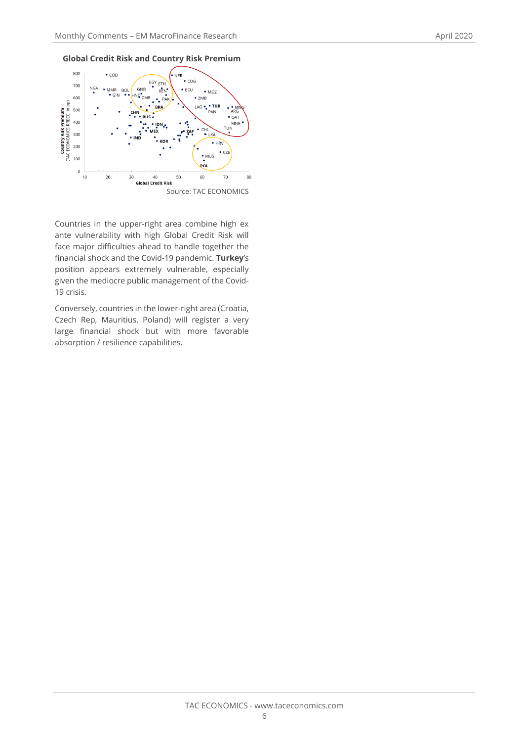**Global Credit Risk and Country Risk Premium**

Source: TAC ECONOMICS

Countries in the upper-right area combine high ex ante vulnerability with high Global Credit Risk will face major difficulties ahead to handle together the financial shock and the Covid-19 pandemic. **Turkey**'s position appears extremely vulnerable, especially given the mediocre public management of the Covid-19 crisis.

Conversely, countries in the lower-right area (Croatia, Czech Rep, Mauritius, Poland) will register a very large financial shock but with more favorable absorption / resilience capabilities.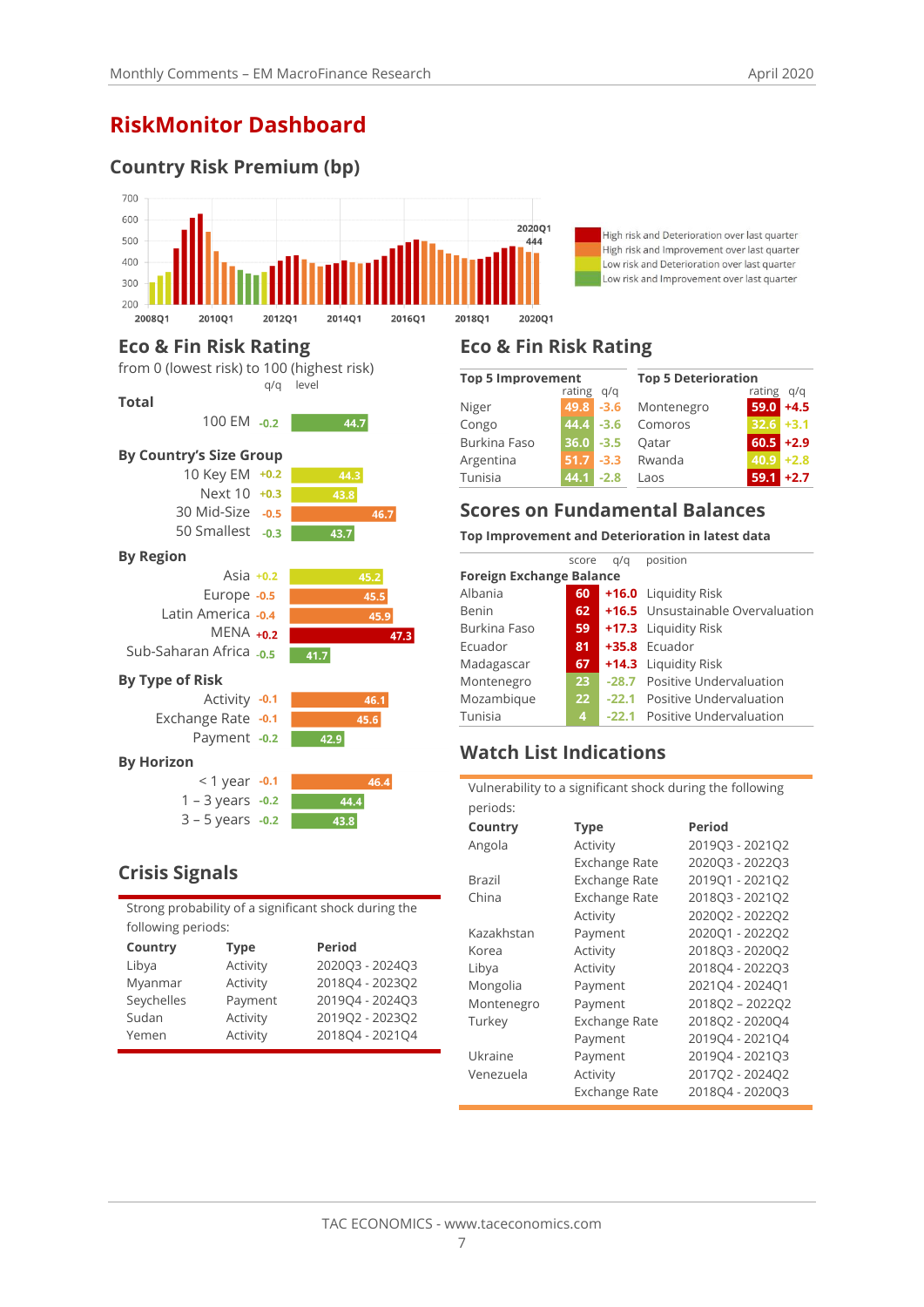# RiskMonitor Dashboard

## Country Risk Premium (bp)

700
600
500
400
300
200

2008Q1 2010Q1 2012Q1 2014Q1 2016Q1 2018Q1 2020Q1

2020Q1
444

- High risk and Deterioration over last quarter
- High risk and Improvement over last quarter
- Low risk and Deterioration over last quarter
- Low risk and Improvement over last quarter

## Eco & Fin Risk Rating

from 0 (lowest risk) to 100 (highest risk)

| | q/q | level |
|---|---|---|
| **Total** | | |
| 100 EM | -0.2 | 44.7 |
| **By Country's Size Group** | | |
| 10 Key EM | +0.2 | 44.3 |
| Next 10 | +0.3 | 43.8 |
| 30 Mid-Size | -0.5 | 46.7 |
| 50 Smallest | -0.3 | 43.7 |
| **By Region** | | |
| Asia | +0.2 | 45.2 |
| Europe | -0.5 | 45.5 |
| Latin America | -0.4 | 45.9 |
| MENA | +0.2 | 47.3 |
| Sub-Saharan Africa | -0.5 | 41.7 |
| **By Type of Risk** | | |
| Activity | -0.1 | 46.1 |
| Exchange Rate | -0.1 | 45.6 |
| Payment | -0.2 | 42.9 |
| **By Horizon** | | |
| < 1 year | -0.1 | 46.4 |
| 1 – 3 years | -0.2 | 44.4 |
| 3 – 5 years | -0.2 | 43.8 |

## Eco & Fin Risk Rating

| Top 5 Improvement | rating | q/q | Top 5 Deterioration | rating | q/q |
|---|---|---|---|---|---|
| Niger | 49.8 | -3.6 | Montenegro | 59.0 | +4.5 |
| Congo | 44.4 | -3.6 | Comoros | 32.6 | +3.1 |
| Burkina Faso | 36.0 | -3.5 | Qatar | 60.5 | +2.9 |
| Argentina | 51.7 | -3.3 | Rwanda | 40.9 | +2.8 |
| Tunisia | 44.1 | -2.8 | Laos | 59.1 | +2.7 |

## Scores on Fundamental Balances

**Top Improvement and Deterioration in latest data**

| **Foreign Exchange Balance** | score | q/q | position |
|---|---|---|---|
| Albania | 60 | +16.0 | Liquidity Risk |
| Benin | 62 | +16.5 | Unsustainable Overvaluation |
| Burkina Faso | 59 | +17.3 | Liquidity Risk |
| Ecuador | 81 | +35.8 | Ecuador |
| Madagascar | 67 | +14.3 | Liquidity Risk |
| Montenegro | 23 | -28.7 | Positive Undervaluation |
| Mozambique | 22 | -22.1 | Positive Undervaluation |
| Tunisia | 4 | -22.1 | Positive Undervaluation |

## Crisis Signals

Strong probability of a significant shock during the following periods:

| Country | Type | Period |
|---|---|---|
| Libya | Activity | 2020Q3 - 2024Q3 |
| Myanmar | Activity | 2018Q4 - 2023Q2 |
| Seychelles | Payment | 2019Q4 - 2024Q3 |
| Sudan | Activity | 2019Q2 - 2023Q2 |
| Yemen | Activity | 2018Q4 - 2021Q4 |

## Watch List Indications

Vulnerability to a significant shock during the following periods:

| Country | Type | Period |
|---|---|---|
| Angola | Activity | 2019Q3 - 2021Q2 |
| | Exchange Rate | 2020Q3 - 2022Q3 |
| Brazil | Exchange Rate | 2019Q1 - 2021Q2 |
| China | Exchange Rate | 2018Q3 - 2021Q2 |
| | Activity | 2020Q2 - 2022Q2 |
| Kazakhstan | Payment | 2020Q1 - 2022Q2 |
| Korea | Activity | 2018Q3 - 2020Q2 |
| Libya | Activity | 2018Q4 - 2022Q3 |
| Mongolia | Payment | 2021Q4 - 2024Q1 |
| Montenegro | Payment | 2018Q2 – 2022Q2 |
| Turkey | Exchange Rate | 2018Q2 - 2020Q4 |
| | Payment | 2019Q4 - 2021Q4 |
| Ukraine | Payment | 2019Q4 - 2021Q3 |
| Venezuela | Activity | 2017Q2 - 2024Q2 |
| | Exchange Rate | 2018Q4 - 2020Q3 |

TAC ECONOMICS - www.taceconomics.com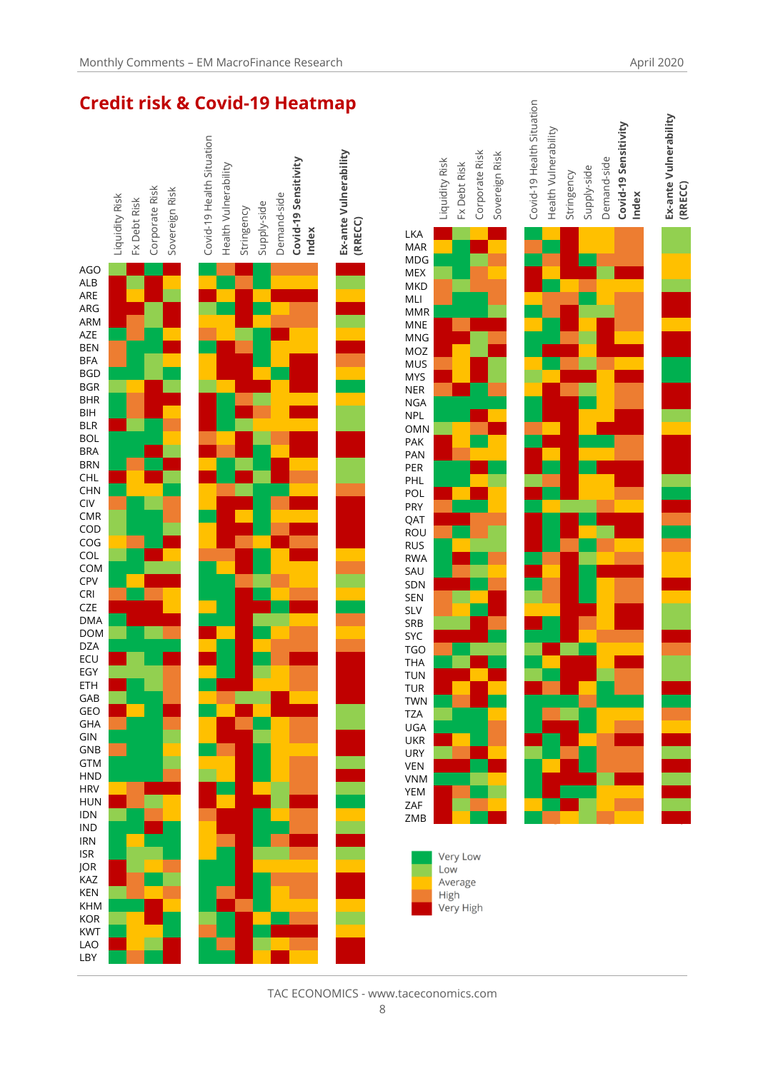## Credit risk & Covid-19 Heatmap

Columns: Liquidity Risk | Fx Debt Risk | Corporate Risk | Sovereign Risk | Covid-19 Health Situation | Health Vulnerability | Stringency | Supply-side | Demand-side | **Covid-19 Sensitivity Index** | **Ex-ante Vulnerability (RRECC)**

Countries (first panel): AGO, ALB, ARE, ARG, ARM, AZE, BEN, BFA, BGD, BGR, BHR, BIH, BLR, BOL, BRA, BRN, CHL, CHN, CIV, CMR, COD, COG, COL, COM, CPV, CRI, CZE, DMA, DOM, DZA, ECU, EGY, ETH, GAB, GEO, GHA, GIN, GNB, GTM, HND, HRV, HUN, IDN, IND, IRN, ISR, JOR, KAZ, KEN, KHM, KOR, KWT, LAO, LBY

Countries (second panel): LKA, MAR, MDG, MEX, MKD, MLI, MMR, MNE, MNG, MOZ, MUS, MYS, NER, NGA, NPL, OMN, PAK, PAN, PER, PHL, POL, PRY, QAT, ROU, RUS, RWA, SAU, SDN, SEN, SLV, SRB, SYC, TGO, THA, TUN, TUR, TWN, TZA, UGA, UKR, URY, VEN, VNM, YEM, ZAF, ZMB

Legend:
- Very Low
- Low
- Average
- High
- Very High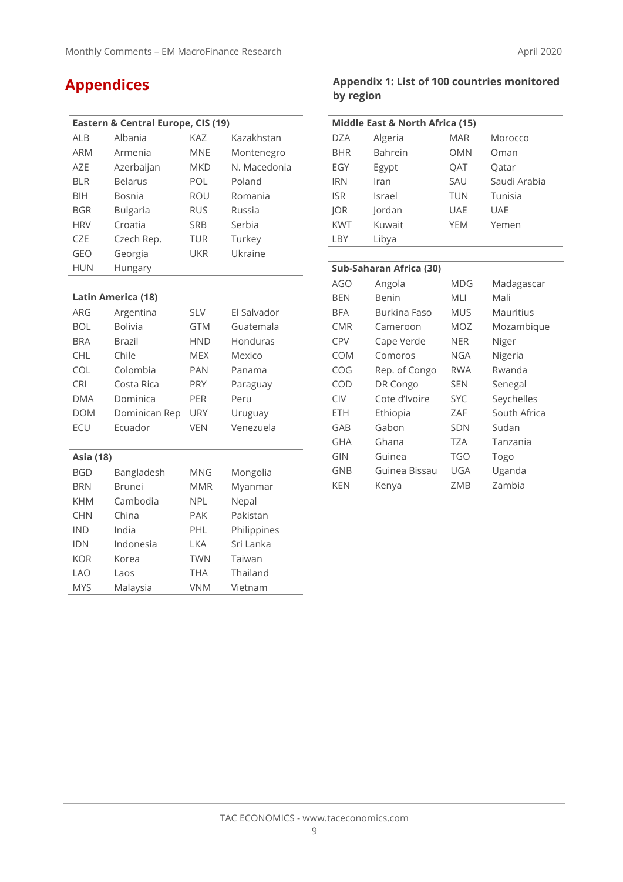# Appendices

## Appendix 1: List of 100 countries monitored by region

| Eastern & Central Europe, CIS (19) | | | |
|---|---|---|---|
| ALB | Albania | KAZ | Kazakhstan |
| ARM | Armenia | MNE | Montenegro |
| AZE | Azerbaijan | MKD | N. Macedonia |
| BLR | Belarus | POL | Poland |
| BIH | Bosnia | ROU | Romania |
| BGR | Bulgaria | RUS | Russia |
| HRV | Croatia | SRB | Serbia |
| CZE | Czech Rep. | TUR | Turkey |
| GEO | Georgia | UKR | Ukraine |
| HUN | Hungary | | |

| Latin America (18) | | | |
|---|---|---|---|
| ARG | Argentina | SLV | El Salvador |
| BOL | Bolivia | GTM | Guatemala |
| BRA | Brazil | HND | Honduras |
| CHL | Chile | MEX | Mexico |
| COL | Colombia | PAN | Panama |
| CRI | Costa Rica | PRY | Paraguay |
| DMA | Dominica | PER | Peru |
| DOM | Dominican Rep | URY | Uruguay |
| ECU | Ecuador | VEN | Venezuela |

| Asia (18) | | | |
|---|---|---|---|
| BGD | Bangladesh | MNG | Mongolia |
| BRN | Brunei | MMR | Myanmar |
| KHM | Cambodia | NPL | Nepal |
| CHN | China | PAK | Pakistan |
| IND | India | PHL | Philippines |
| IDN | Indonesia | LKA | Sri Lanka |
| KOR | Korea | TWN | Taiwan |
| LAO | Laos | THA | Thailand |
| MYS | Malaysia | VNM | Vietnam |

| Middle East & North Africa (15) | | | |
|---|---|---|---|
| DZA | Algeria | MAR | Morocco |
| BHR | Bahrein | OMN | Oman |
| EGY | Egypt | QAT | Qatar |
| IRN | Iran | SAU | Saudi Arabia |
| ISR | Israel | TUN | Tunisia |
| JOR | Jordan | UAE | UAE |
| KWT | Kuwait | YEM | Yemen |
| LBY | Libya | | |

| Sub-Saharan Africa (30) | | | |
|---|---|---|---|
| AGO | Angola | MDG | Madagascar |
| BEN | Benin | MLI | Mali |
| BFA | Burkina Faso | MUS | Mauritius |
| CMR | Cameroon | MOZ | Mozambique |
| CPV | Cape Verde | NER | Niger |
| COM | Comoros | NGA | Nigeria |
| COG | Rep. of Congo | RWA | Rwanda |
| COD | DR Congo | SEN | Senegal |
| CIV | Cote d'Ivoire | SYC | Seychelles |
| ETH | Ethiopia | ZAF | South Africa |
| GAB | Gabon | SDN | Sudan |
| GHA | Ghana | TZA | Tanzania |
| GIN | Guinea | TGO | Togo |
| GNB | Guinea Bissau | UGA | Uganda |
| KEN | Kenya | ZMB | Zambia |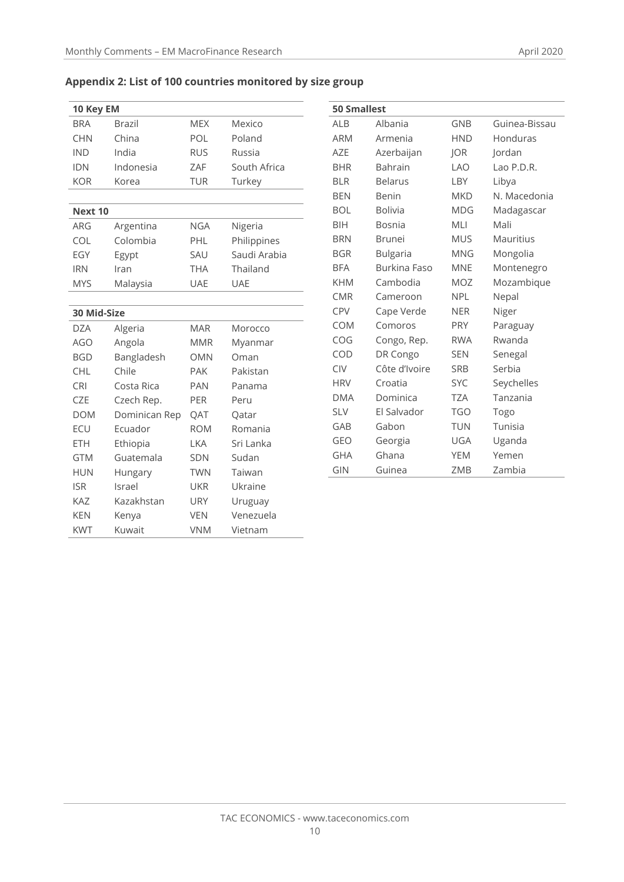## Appendix 2: List of 100 countries monitored by size group

| 10 Key EM | | | |
|---|---|---|---|
| BRA | Brazil | MEX | Mexico |
| CHN | China | POL | Poland |
| IND | India | RUS | Russia |
| IDN | Indonesia | ZAF | South Africa |
| KOR | Korea | TUR | Turkey |

| Next 10 | | | |
|---|---|---|---|
| ARG | Argentina | NGA | Nigeria |
| COL | Colombia | PHL | Philippines |
| EGY | Egypt | SAU | Saudi Arabia |
| IRN | Iran | THA | Thailand |
| MYS | Malaysia | UAE | UAE |

| 30 Mid-Size | | | |
|---|---|---|---|
| DZA | Algeria | MAR | Morocco |
| AGO | Angola | MMR | Myanmar |
| BGD | Bangladesh | OMN | Oman |
| CHL | Chile | PAK | Pakistan |
| CRI | Costa Rica | PAN | Panama |
| CZE | Czech Rep. | PER | Peru |
| DOM | Dominican Rep | QAT | Qatar |
| ECU | Ecuador | ROM | Romania |
| ETH | Ethiopia | LKA | Sri Lanka |
| GTM | Guatemala | SDN | Sudan |
| HUN | Hungary | TWN | Taiwan |
| ISR | Israel | UKR | Ukraine |
| KAZ | Kazakhstan | URY | Uruguay |
| KEN | Kenya | VEN | Venezuela |
| KWT | Kuwait | VNM | Vietnam |

| 50 Smallest | | | |
|---|---|---|---|
| ALB | Albania | GNB | Guinea-Bissau |
| ARM | Armenia | HND | Honduras |
| AZE | Azerbaijan | JOR | Jordan |
| BHR | Bahrain | LAO | Lao P.D.R. |
| BLR | Belarus | LBY | Libya |
| BEN | Benin | MKD | N. Macedonia |
| BOL | Bolivia | MDG | Madagascar |
| BIH | Bosnia | MLI | Mali |
| BRN | Brunei | MUS | Mauritius |
| BGR | Bulgaria | MNG | Mongolia |
| BFA | Burkina Faso | MNE | Montenegro |
| KHM | Cambodia | MOZ | Mozambique |
| CMR | Cameroon | NPL | Nepal |
| CPV | Cape Verde | NER | Niger |
| COM | Comoros | PRY | Paraguay |
| COG | Congo, Rep. | RWA | Rwanda |
| COD | DR Congo | SEN | Senegal |
| CIV | Côte d'Ivoire | SRB | Serbia |
| HRV | Croatia | SYC | Seychelles |
| DMA | Dominica | TZA | Tanzania |
| SLV | El Salvador | TGO | Togo |
| GAB | Gabon | TUN | Tunisia |
| GEO | Georgia | UGA | Uganda |
| GHA | Ghana | YEM | Yemen |
| GIN | Guinea | ZMB | Zambia |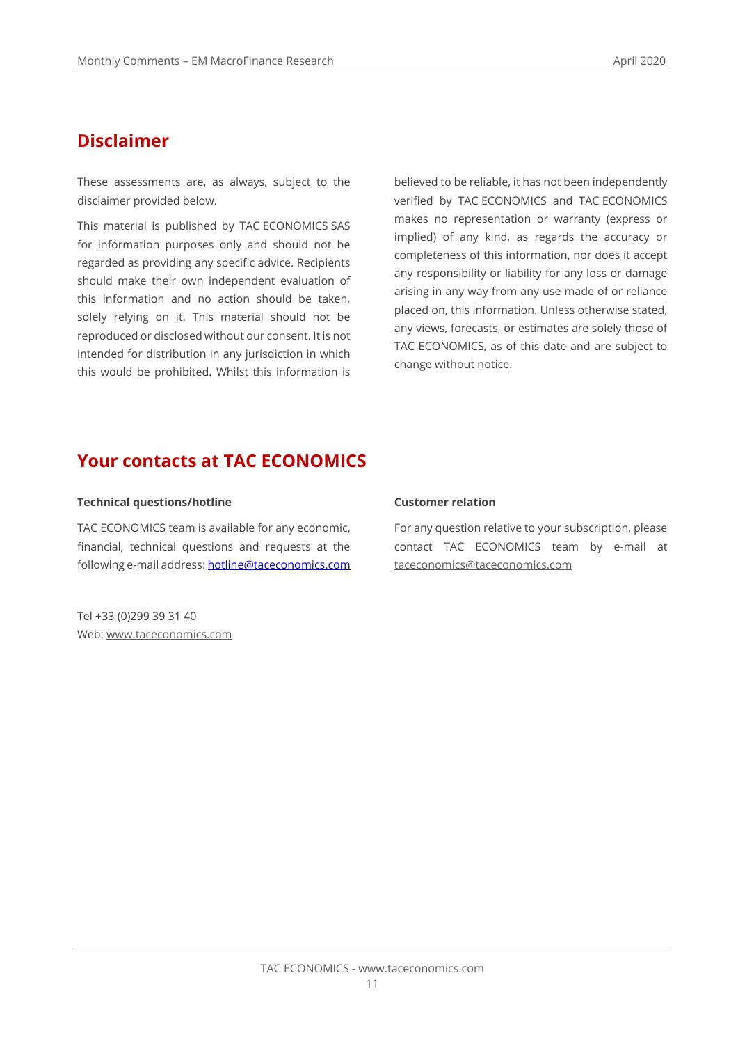## Disclaimer

These assessments are, as always, subject to the disclaimer provided below.

This material is published by TAC ECONOMICS SAS for information purposes only and should not be regarded as providing any specific advice. Recipients should make their own independent evaluation of this information and no action should be taken, solely relying on it. This material should not be reproduced or disclosed without our consent. It is not intended for distribution in any jurisdiction in which this would be prohibited. Whilst this information is believed to be reliable, it has not been independently verified by TAC ECONOMICS and TAC ECONOMICS makes no representation or warranty (express or implied) of any kind, as regards the accuracy or completeness of this information, nor does it accept any responsibility or liability for any loss or damage arising in any way from any use made of or reliance placed on, this information. Unless otherwise stated, any views, forecasts, or estimates are solely those of TAC ECONOMICS, as of this date and are subject to change without notice.

## Your contacts at TAC ECONOMICS

**Technical questions/hotline**

TAC ECONOMICS team is available for any economic, financial, technical questions and requests at the following e-mail address: hotline@taceconomics.com

**Customer relation**

For any question relative to your subscription, please contact TAC ECONOMICS team by e-mail at taceconomics@taceconomics.com

Tel +33 (0)299 39 31 40
Web: www.taceconomics.com